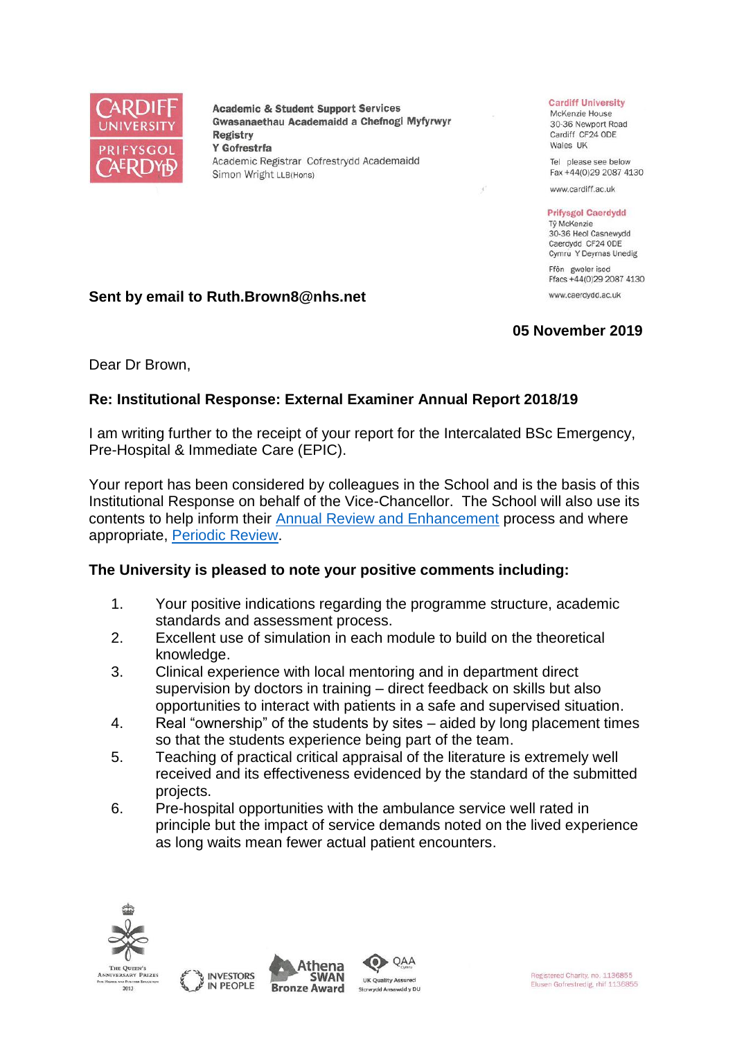Academic & Student Support Services
Gwasanaethau Academaidd a Chefnogi Myfyrwyr
Registry
Y Gofrestrfa
Academic Registrar Cofrestrydd Academaidd
Simon Wright LLB(Hons)

**Cardiff University**
McKenzie House
30-36 Newport Road
Cardiff CF24 0DE
Wales UK

Tel please see below
Fax +44(0)29 2087 4130

www.cardiff.ac.uk

**Prifysgol Caerdydd**
Tŷ McKenzie
30-36 Heol Casnewydd
Caerdydd CF24 0DE
Cymru Y Deyrnas Unedig

Ffôn gweler isod
Ffacs +44(0)29 2087 4130

www.caerdydd.ac.uk

**Sent by email to Ruth.Brown8@nhs.net**

**05 November 2019**

Dear Dr Brown,

**Re: Institutional Response: External Examiner Annual Report 2018/19**

I am writing further to the receipt of your report for the Intercalated BSc Emergency, Pre-Hospital & Immediate Care (EPIC).

Your report has been considered by colleagues in the School and is the basis of this Institutional Response on behalf of the Vice-Chancellor. The School will also use its contents to help inform their Annual Review and Enhancement process and where appropriate, Periodic Review.

**The University is pleased to note your positive comments including:**

1. Your positive indications regarding the programme structure, academic standards and assessment process.
2. Excellent use of simulation in each module to build on the theoretical knowledge.
3. Clinical experience with local mentoring and in department direct supervision by doctors in training – direct feedback on skills but also opportunities to interact with patients in a safe and supervised situation.
4. Real "ownership" of the students by sites – aided by long placement times so that the students experience being part of the team.
5. Teaching of practical critical appraisal of the literature is extremely well received and its effectiveness evidenced by the standard of the submitted projects.
6. Pre-hospital opportunities with the ambulance service well rated in principle but the impact of service demands noted on the lived experience as long waits mean fewer actual patient encounters.

Registered Charity, no. 1136855
Elusen Gofrestredig, rhif 1136855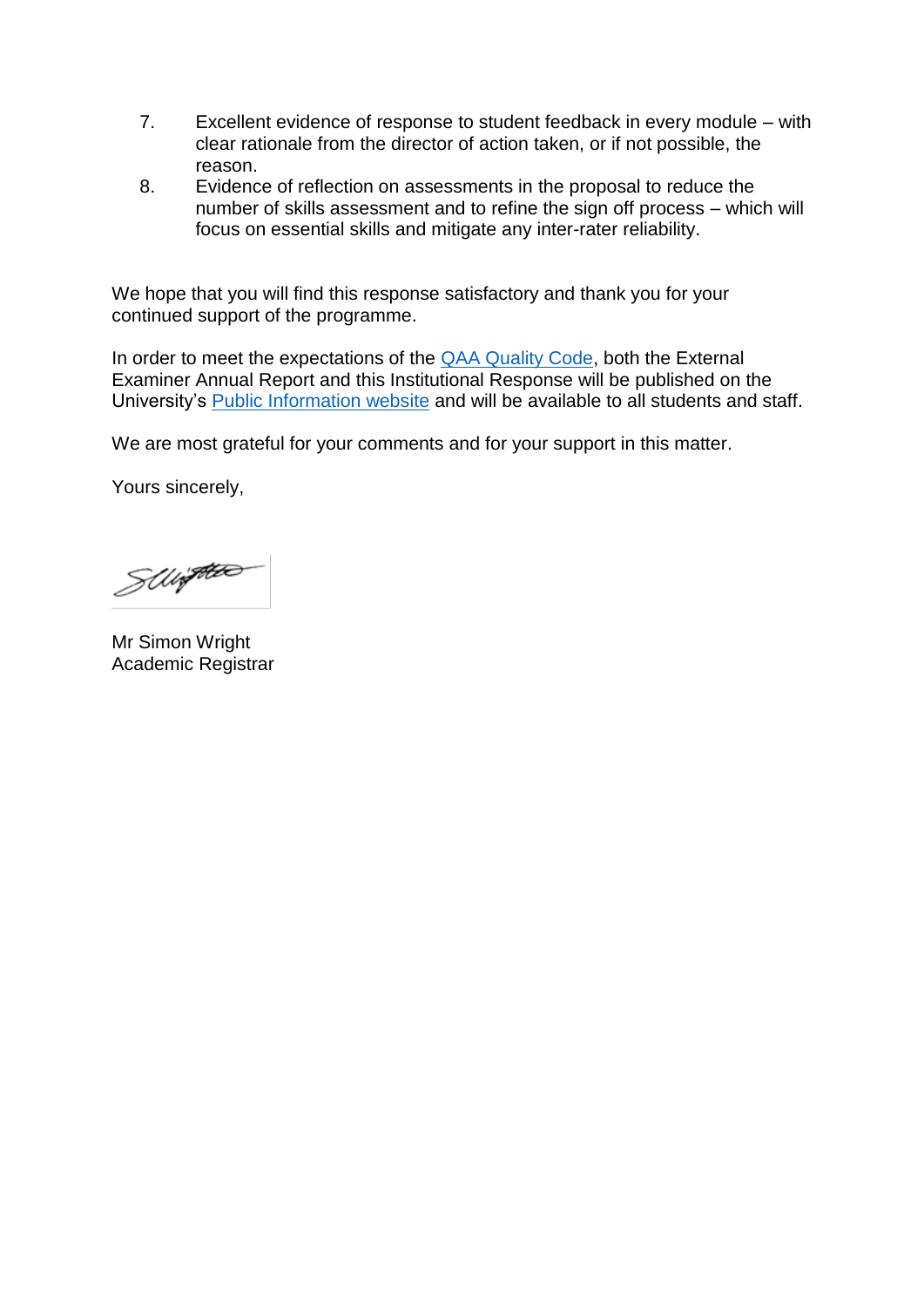7. Excellent evidence of response to student feedback in every module – with clear rationale from the director of action taken, or if not possible, the reason.
8. Evidence of reflection on assessments in the proposal to reduce the number of skills assessment and to refine the sign off process – which will focus on essential skills and mitigate any inter-rater reliability.

We hope that you will find this response satisfactory and thank you for your continued support of the programme.

In order to meet the expectations of the [QAA Quality Code](), both the External Examiner Annual Report and this Institutional Response will be published on the University's [Public Information website]() and will be available to all students and staff.

We are most grateful for your comments and for your support in this matter.

Yours sincerely,

Mr Simon Wright
Academic Registrar